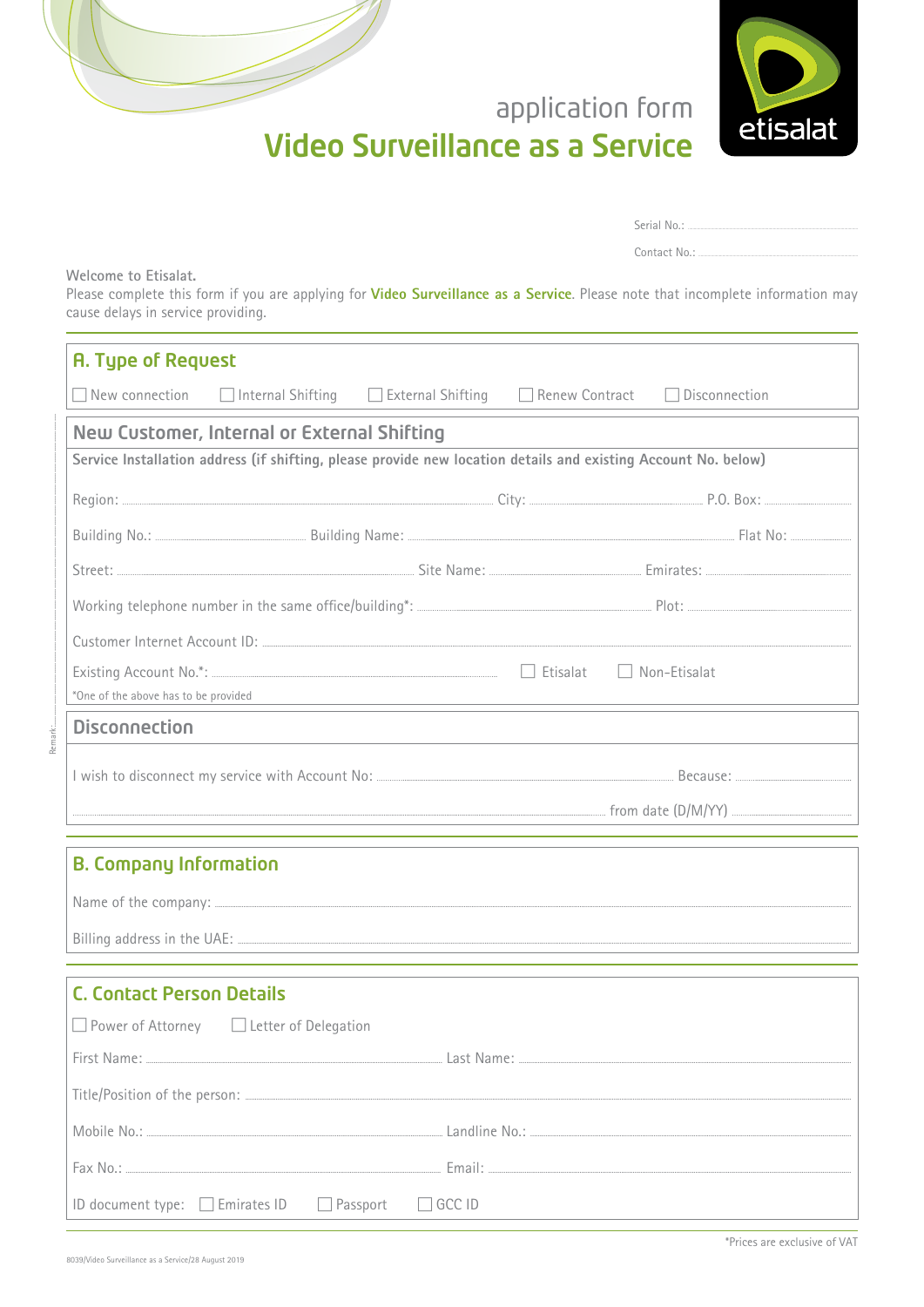application form

# Video Surveillance as a Service

etisalat

Serial No.: ..........

Contact No.: ..........

Welcome to Etisalat.

Please complete this form if you are applying for **Video Surveillance as a Service**. Please note that incomplete information may cause delays in service providing.

## A. Type of Request

☐ New connection ☐ Internal Shifting ☐ External Shifting ☐ Renew Contract ☐ Disconnection

### New Customer, Internal or External Shifting

**Service Installation address (if shifting, please provide new location details and existing Account No. below)**

Region: .......... City: .......... P.O. Box: ..........

Building No.: .......... Building Name: .......... Flat No: ..........

Street: .......... Site Name: .......... Emirates: ..........

Working telephone number in the same office/building*: .......... Plot: ..........

Customer Internet Account ID: ..........

Existing Account No.*: .......... ☐ Etisalat ☐ Non-Etisalat

*One of the above has to be provided

### Disconnection

I wish to disconnect my service with Account No: .......... Because: ..........

.......... from date (D/M/YY) ..........

Remark: ..........

## B. Company Information

Name of the company: ..........

Billing address in the UAE: ..........

## C. Contact Person Details

☐ Power of Attorney ☐ Letter of Delegation

First Name: .......... Last Name: ..........

Title/Position of the person: ..........

Mobile No.: .......... Landline No.: ..........

Fax No.: .......... Email: ..........

ID document type: ☐ Emirates ID ☐ Passport ☐ GCC ID

*Prices are exclusive of VAT

8039/Video Surveillance as a Service/28 August 2019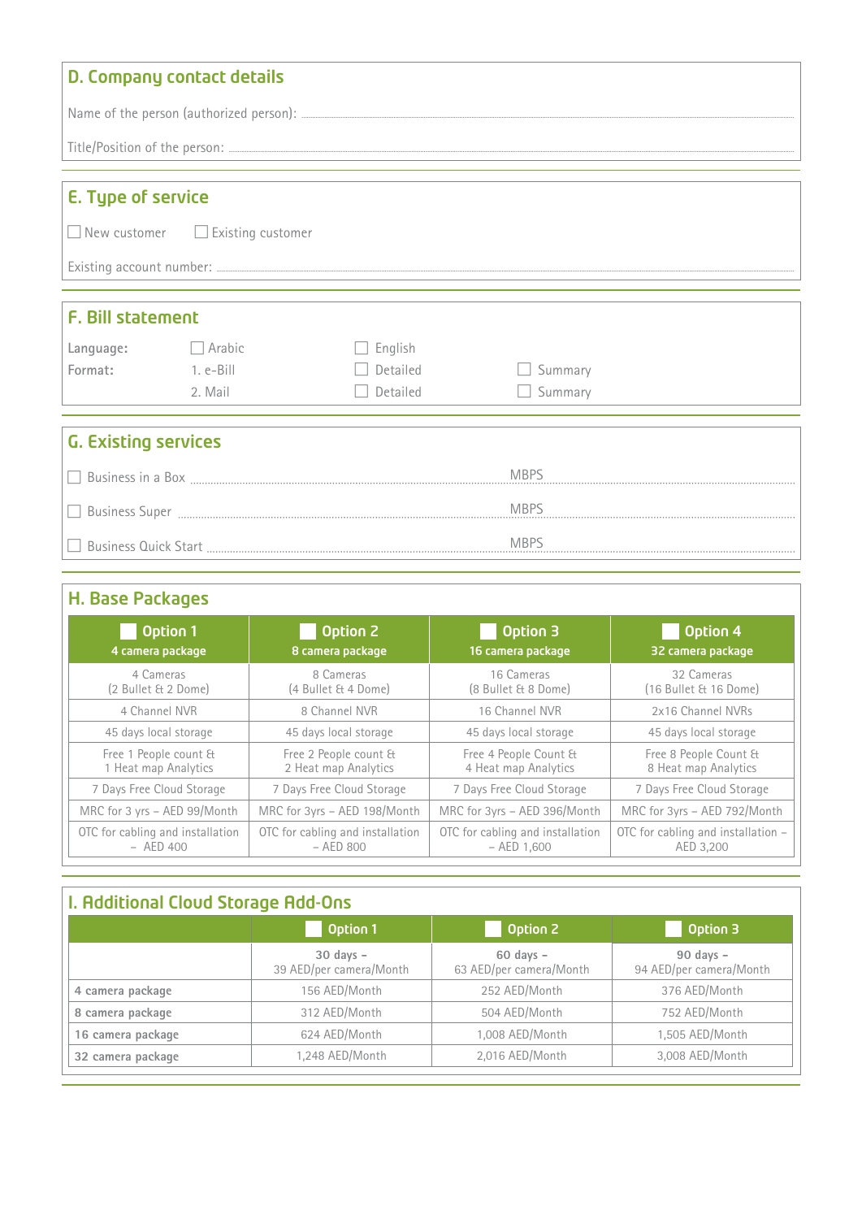## D. Company contact details

Name of the person (authorized person): ..............................................

Title/Position of the person: ..............................................

## E. Type of service

☐ New customer ☐ Existing customer

Existing account number: ..............................................

## F. Bill statement

| | | | |
|---|---|---|---|
| **Language:** | ☐ Arabic | ☐ English | |
| **Format:** | 1. e-Bill | ☐ Detailed | ☐ Summary |
| | 2. Mail | ☐ Detailed | ☐ Summary |

## G. Existing services

☐ Business in a Box .............................................. MBPS

☐ Business Super .............................................. MBPS

☐ Business Quick Start .............................................. MBPS

## H. Base Packages

| ☐ Option 1<br>4 camera package | ☐ Option 2<br>8 camera package | ☐ Option 3<br>16 camera package | ☐ Option 4<br>32 camera package |
|---|---|---|---|
| 4 Cameras<br>(2 Bullet & 2 Dome) | 8 Cameras<br>(4 Bullet & 4 Dome) | 16 Cameras<br>(8 Bullet & 8 Dome) | 32 Cameras<br>(16 Bullet & 16 Dome) |
| 4 Channel NVR | 8 Channel NVR | 16 Channel NVR | 2x16 Channel NVRs |
| 45 days local storage | 45 days local storage | 45 days local storage | 45 days local storage |
| Free 1 People count &<br>1 Heat map Analytics | Free 2 People count &<br>2 Heat map Analytics | Free 4 People Count &<br>4 Heat map Analytics | Free 8 People Count &<br>8 Heat map Analytics |
| 7 Days Free Cloud Storage | 7 Days Free Cloud Storage | 7 Days Free Cloud Storage | 7 Days Free Cloud Storage |
| MRC for 3 yrs – AED 99/Month | MRC for 3yrs – AED 198/Month | MRC for 3yrs – AED 396/Month | MRC for 3yrs – AED 792/Month |
| OTC for cabling and installation – AED 400 | OTC for cabling and installation – AED 800 | OTC for cabling and installation – AED 1,600 | OTC for cabling and installation – AED 3,200 |

## I. Additional Cloud Storage Add-Ons

| | ☐ Option 1 | ☐ Option 2 | ☐ Option 3 |
|---|---|---|---|
| | **30 days –**<br>39 AED/per camera/Month | **60 days –**<br>63 AED/per camera/Month | **90 days –**<br>94 AED/per camera/Month |
| **4 camera package** | 156 AED/Month | 252 AED/Month | 376 AED/Month |
| **8 camera package** | 312 AED/Month | 504 AED/Month | 752 AED/Month |
| **16 camera package** | 624 AED/Month | 1,008 AED/Month | 1,505 AED/Month |
| **32 camera package** | 1,248 AED/Month | 2,016 AED/Month | 3,008 AED/Month |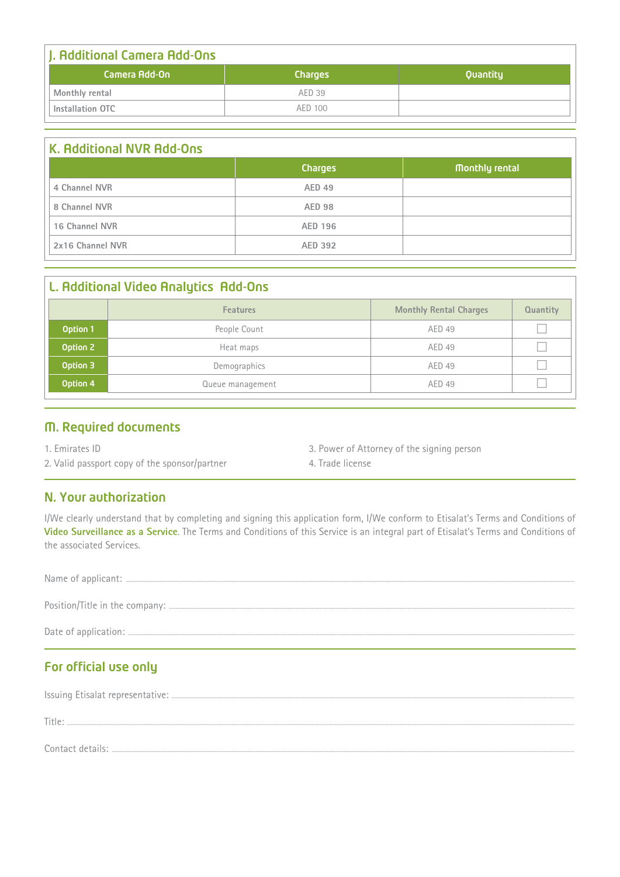## J. Additional Camera Add-Ons

| Camera Add-On | Charges | Quantity |
|---|---|---|
| Monthly rental | AED 39 | |
| Installation OTC | AED 100 | |

## K. Additional NVR Add-Ons

| | Charges | Monthly rental |
|---|---|---|
| 4 Channel NVR | AED 49 | |
| 8 Channel NVR | AED 98 | |
| 16 Channel NVR | AED 196 | |
| 2x16 Channel NVR | AED 392 | |

## L. Additional Video Analytics Add-Ons

| | Features | Monthly Rental Charges | Quantity |
|---|---|---|---|
| Option 1 | People Count | AED 49 | ☐ |
| Option 2 | Heat maps | AED 49 | ☐ |
| Option 3 | Demographics | AED 49 | ☐ |
| Option 4 | Queue management | AED 49 | ☐ |

## M. Required documents

1. Emirates ID
2. Valid passport copy of the sponsor/partner
3. Power of Attorney of the signing person
4. Trade license

## N. Your authorization

I/We clearly understand that by completing and signing this application form, I/We conform to Etisalat's Terms and Conditions of **Video Surveillance as a Service**. The Terms and Conditions of this Service is an integral part of Etisalat's Terms and Conditions of the associated Services.

Name of applicant: ..............................................................................

Position/Title in the company: ..............................................................................

Date of application: ..............................................................................

## For official use only

Issuing Etisalat representative: ..............................................................................

Title: ..............................................................................

Contact details: ..............................................................................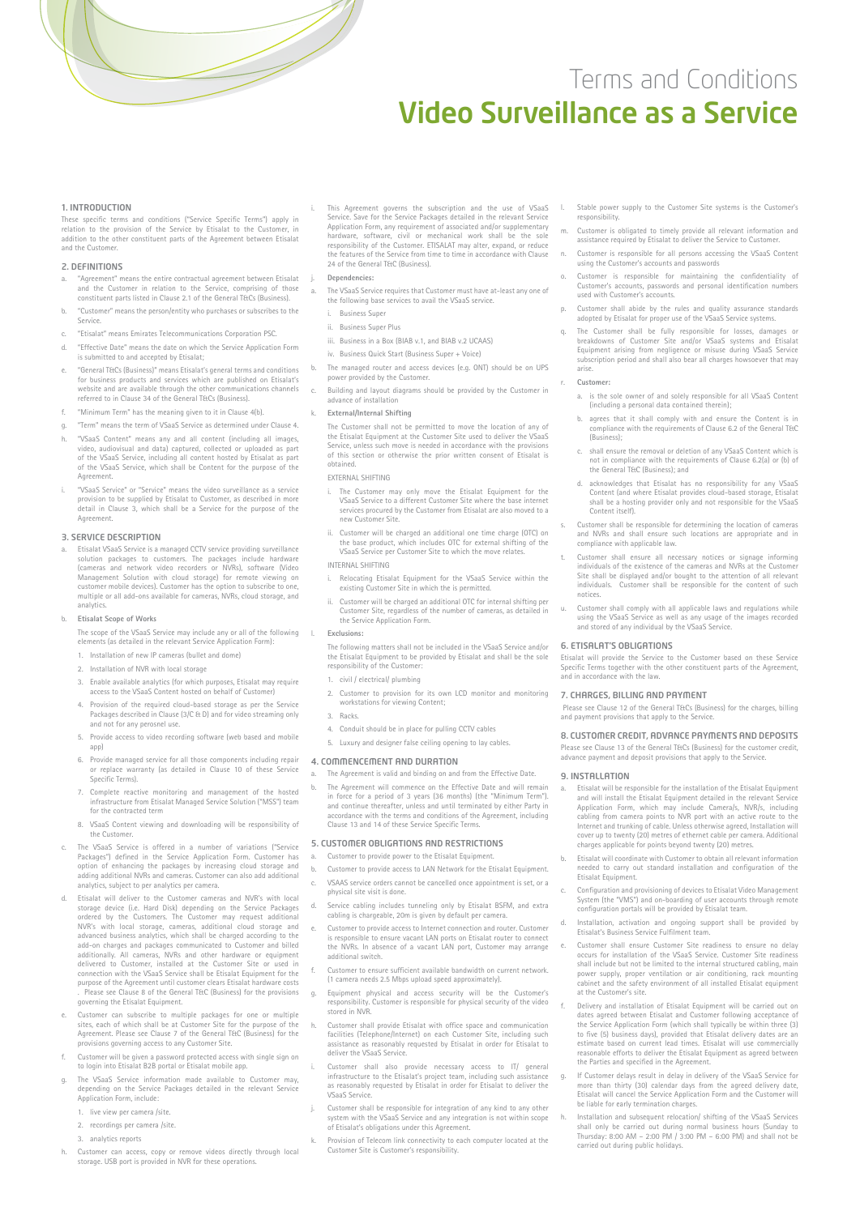# Terms and Conditions

# Video Surveillance as a Service

## 1. INTRODUCTION

These specific terms and conditions ("Service Specific Terms") apply in relation to the provision of the Service by Etisalat to the Customer, in addition to the other constituent parts of the Agreement between Etisalat and the Customer.

## 2. DEFINITIONS

a. "Agreement" means the entire contractual agreement between Etisalat and the Customer in relation to the Service, comprising of those constituent parts listed in Clause 2.1 of the General T&Cs (Business).

b. "Customer" means the person/entity who purchases or subscribes to the Service.

c. "Etisalat" means Emirates Telecommunications Corporation PSC.

d. "Effective Date" means the date on which the Service Application Form is submitted to and accepted by Etisalat;

e. "General T&Cs (Business)" means Etisalat's general terms and conditions for business products and services which are published on Etisalat's website and are available through the other communications channels referred to in Clause 34 of the General T&Cs (Business).

f. "Minimum Term" has the meaning given to it in Clause 4(b).

g. "Term" means the term of VSaaS Service as determined under Clause 4.

h. "VSaaS Content" means any and all content (including all images, video, audiovisual and data) captured, collected or uploaded as part of the VSaaS Service, including all content hosted by Etisalat as part of the VSaaS Service, which shall be Content for the purpose of the Agreement.

i. "VSaaS Service" or "Service" means the video surveillance as a service provision to be supplied by Etisalat to Customer, as described in more detail in Clause 3, which shall be a Service for the purpose of the Agreement.

## 3. SERVICE DESCRIPTION

a. Etisalat VSaaS Service is a managed CCTV service providing surveillance solution packages to customers. The packages include hardware (cameras and network video recorders or NVRs), software (Video Management Solution with cloud storage) for remote viewing on customer mobile devices). Customer has the option to subscribe to one, multiple or all add-ons available for cameras, NVRs, cloud storage, and analytics.

b. **Etisalat Scope of Works**

   The scope of the VSaaS Service may include any or all of the following elements (as detailed in the relevant Service Application Form):

   1. Installation of new IP cameras (bullet and dome)
   2. Installation of NVR with local storage
   3. Enable available analytics (for which purposes, Etisalat may require access to the VSaaS Content hosted on behalf of Customer)
   4. Provision of the required cloud-based storage as per the Service Packages described in Clause (3/C & D) and for video streaming only and not for any perosnel use.
   5. Provide access to video recording software (web based and mobile app)
   6. Provide managed service for all those components including repair or replace warranty (as detailed in Clause 10 of these Service Specific Terms).
   7. Complete reactive monitoring and management of the hosted infrastructure from Etisalat Managed Service Solution ("MSS") team for the contracted term
   8. VSaaS Content viewing and downloading will be responsibility of the Customer.

c. The VSaaS Service is offered in a number of variations ("Service Packages") defined in the Service Application Form. Customer has option of enhancing the packages by increasing cloud storage and adding additional NVRs and cameras. Customer can also add additional analytics, subject to per analytics per camera.

d. Etisalat will deliver to the Customer the cameras and NVR's with local storage device (i.e. Hard Disk) depending on the Service Packages ordered by the Customers. The Customer may request additional NVR's with local storage, cameras, additional cloud storage and advanced business analytics, which shall be charged according to the add-on charges and packages communicated to Customer and billed additionally. All cameras, NVRs and other hardware or equipment delivered to Customer, installed at the Customer Site or used in connection with the VSaaS Service shall be Etisalat Equipment for the purpose of the Agreement until customer clears Etisalat hardware costs . Please see Clause 8 of the General T&C (Business) for the provisions governing the Etisalat Equipment.

e. Customer can subscribe to multiple packages for one or multiple sites, each of which shall be at Customer Site for the purpose of the Agreement. Please see Clause 7 of the General T&C (Business) for the provisions governing access to any Customer Site.

f. Customer will be given a password protected access with single sign on to login into Etisalat B2B portal or Etisalat mobile app.

g. The VSaaS Service information made available to Customer may, depending on the Service Packages detailed in the relevant Service Application Form, include:

   1. live view per camera /site.
   2. recordings per camera /site.
   3. analytics reports

h. Customer can access, copy or remove videos directly through local storage. USB port is provided in NVR for these operations.

i. This Agreement governs the subscription and the use of VSaaS Service. Save for the Service Packages detailed in the relevant Service Application Form, any requirement of associated and/or supplementary hardware, software, civil or mechanical work shall be the sole responsibility of the Customer. ETISALAT may alter, expand, or reduce the features of the Service from time to time in accordance with Clause 24 of the General T&C (Business).

j. **Dependencies:**

   a. The VSaaS Service requires that Customer must have at-least any one of the following base services to avail the VSaaS service.
      i. Business Super
      ii. Business Super Plus
      iii. Business in a Box (BIAB v.1, and BIAB v.2 UCAAS)
      iv. Business Quick Start (Business Super + Voice)

   b. The managed router and access devices (e.g. ONT) should be on UPS power provided by the Customer.

   c. Building and layout diagrams should be provided by the Customer in advance of installation

k. **External/Internal Shifting**

   The Customer shall not be permitted to move the location of any of the Etisalat Equipment at the Customer Site used to deliver the VSaaS Service, unless such move is needed in accordance with the provisions of this section or otherwise the prior written consent of Etisalat is obtained.

   EXTERNAL SHIFTING

   i. The Customer may only move the Etisalat Equipment for the VSaaS Service to a different Customer Site where the base internet services procured by the Customer from Etisalat are also moved to a new Customer Site.

   ii. Customer will be charged an additional one time charge (OTC) on the base product, which includes OTC for external shifting of the VSaaS Service per Customer Site to which the move relates.

   INTERNAL SHIFTING

   i. Relocating Etisalat Equipment for the VSaaS Service within the existing Customer Site in which the is permitted.

   ii. Customer will be charged an additional OTC for internal shifting per Customer Site, regardless of the number of cameras, as detailed in the Service Application Form.

l. **Exclusions:**

   The following matters shall not be included in the VSaaS Service and/or the Etisalat Equipment to be provided by Etisalat and shall be the sole responsibility of the Customer:

   1. civil / electrical/ plumbing
   2. Customer to provision for its own LCD monitor and monitoring workstations for viewing Content;
   3. Racks.
   4. Conduit should be in place for pulling CCTV cables
   5. Luxury and designer false ceiling opening to lay cables.

## 4. COMMENCEMENT AND DURATION

a. The Agreement is valid and binding on and from the Effective Date.

b. The Agreement will commence on the Effective Date and will remain in force for a period of 3 years (36 months) (the "Minimum Term"). and continue thereafter, unless and until terminated by either Party in accordance with the terms and conditions of the Agreement, including Clause 13 and 14 of these Service Specific Terms.

## 5. CUSTOMER OBLIGATIONS AND RESTRICTIONS

a. Customer to provide power to the Etisalat Equipment.

b. Customer to provide access to LAN Network for the Etisalat Equipment.

c. VSAAS service orders cannot be cancelled once appointment is set, or a physical site visit is done.

d. Service cabling includes tunneling only by Etisalat BSFM, and extra cabling is chargeable, 20m is given by default per camera.

e. Customer to provide access to Internet connection and router. Customer is responsible to ensure vacant LAN ports on Etisalat router to connect the NVRs. In absence of a vacant LAN port, Customer may arrange additional switch.

f. Customer to ensure sufficient available bandwidth on current network. (1 camera needs 2.5 Mbps upload speed approximately).

g. Equipment physical and access security will be the Customer's responsibility. Customer is responsible for physical security of the video stored in NVR.

h. Customer shall provide Etisalat with office space and communication facilities (Telephone/Internet) on each Customer Site, including such assistance as reasonably requested by Etisalat in order for Etisalat to deliver the VSaaS Service.

i. Customer shall also provide necessary access to IT/ general infrastructure to the Etisalat's project team, including such assistance as reasonably requested by Etisalat in order for Etisalat to deliver the VSaaS Service.

j. Customer shall be responsible for integration of any kind to any other system with the VSaaS Service and any integration is not within scope of Etisalat's obligations under this Agreement.

k. Provision of Telecom link connectivity to each computer located at the Customer Site is Customer's responsibility.

l. Stable power supply to the Customer Site systems is the Customer's responsibility.

m. Customer is obligated to timely provide all relevant information and assistance required by Etisalat to deliver the Service to Customer.

n. Customer is responsible for all persons accessing the VSaaS Content using the Customer's accounts and passwords

o. Customer is responsible for maintaining the confidentiality of Customer's accounts, passwords and personal identification numbers used with Customer's accounts.

p. Customer shall abide by the rules and quality assurance standards adopted by Etisalat for proper use of the VSaaS Service systems.

q. The Customer shall be fully responsible for losses, damages or breakdowns of Customer Site and/or VSaaS systems and Etisalat Equipment arising from negligence or misuse during VSaaS Service subscription period and shall also bear all charges howsoever that may arise.

r. **Customer:**

   a. is the sole owner of and solely responsible for all VSaaS Content (including a personal data contained therein);

   b. agrees that it shall comply with and ensure the Content is in compliance with the requirements of Clause 6.2 of the General T&C (Business);

   c. shall ensure the removal or deletion of any VSaaS Content which is not in compliance with the requirements of Clause 6.2(a) or (b) of the General T&C (Business); and

   d. acknowledges that Etisalat has no responsibility for any VSaaS Content (and where Etisalat provides cloud-based storage, Etisalat shall be a hosting provider only and not responsible for the VSaaS Content itself).

s. Customer shall be responsible for determining the location of cameras and NVRs and shall ensure such locations are appropriate and in compliance with applicable law.

t. Customer shall ensure all necessary notices or signage informing individuals of the existence of the cameras and NVRs at the Customer Site shall be displayed and/or bought to the attention of all relevant individuals. Customer shall be responsible for the content of such notices.

u. Customer shall comply with all applicable laws and regulations while using the VSaaS Service as well as any usage of the images recorded and stored of any individual by the VSaaS Service.

## 6. ETISALAT'S OBLIGATIONS

Etisalat will provide the Service to the Customer based on these Service Specific Terms together with the other constituent parts of the Agreement, and in accordance with the law.

## 7. CHARGES, BILLING AND PAYMENT

Please see Clause 12 of the General T&Cs (Business) for the charges, billing and payment provisions that apply to the Service.

## 8. CUSTOMER CREDIT, ADVANCE PAYMENTS AND DEPOSITS

Please see Clause 13 of the General T&Cs (Business) for the customer credit, advance payment and deposit provisions that apply to the Service.

## 9. INSTALLATION

a. Etisalat will be responsible for the installation of the Etisalat Equipment and will install the Etisalat Equipment detailed in the relevant Service Application Form, which may include Camera/s, NVR/s, including cabling from camera points to NVR port with an active route to the Internet and trunking of cable. Unless otherwise agreed, Installation will cover up to twenty (20) metres of ethernet cable per camera. Additional charges applicable for points beyond twenty (20) metres.

b. Etisalat will coordinate with Customer to obtain all relevant information needed to carry out standard installation and configuration of the Etisalat Equipment.

c. Configuration and provisioning of devices to Etisalat Video Management System (the "VMS") and on-boarding of user accounts through remote configuration portals will be provided by Etisalat team.

d. Installation, activation and ongoing support shall be provided by Etisalat's Business Service Fulfilment team.

e. Customer shall ensure Customer Site readiness to ensure no delay occurs for installation of the VSaaS Service. Customer Site readiness shall include but not be limited to the internal structured cabling, main power supply, proper ventilation or air conditioning, rack mounting cabinet and the safety environment of all installed Etisalat equipment at the Customer's site.

f. Delivery and installation of Etisalat Equipment will be carried out on dates agreed between Etisalat and Customer following acceptance of the Service Application Form (which shall typically be within three (3) to five (5) business days), provided that Etisalat delivery dates are an estimate based on current lead times. Etisalat will use commercially reasonable efforts to deliver the Etisalat Equipment as agreed between the Parties and specified in the Agreement.

g. If Customer delays result in delay in delivery of the VSaaS Service for more than thirty (30) calendar days from the agreed delivery date, Etisalat will cancel the Service Application Form and the Customer will be liable for early termination charges.

h. Installation and subsequent relocation/ shifting of the VSaaS Services shall only be carried out during normal business hours (Sunday to Thursday: 8:00 AM – 2:00 PM / 3:00 PM – 6:00 PM) and shall not be carried out during public holidays.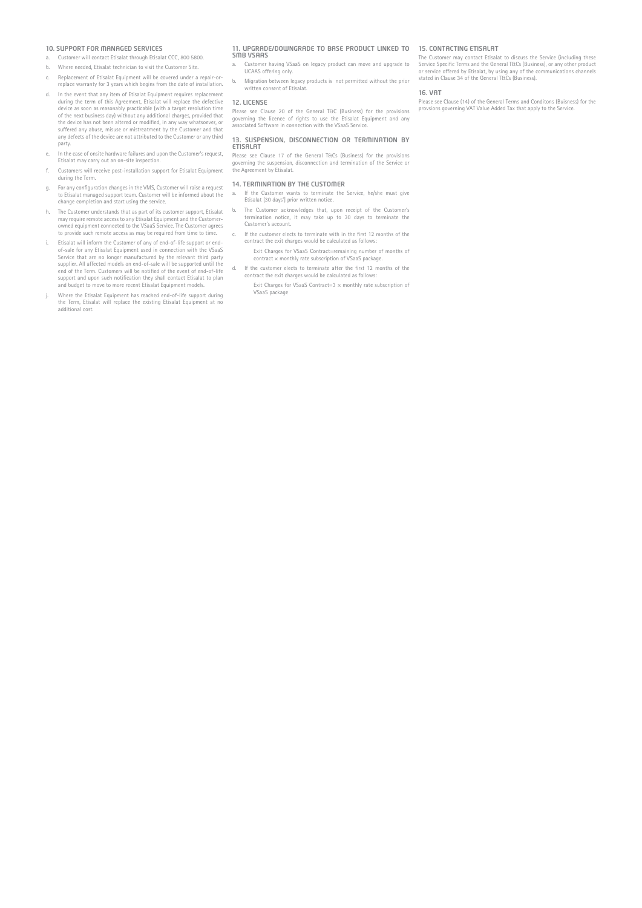## 10. SUPPORT FOR MANAGED SERVICES

a. Customer will contact Etisalat through Etisalat CCC, 800 5800.

b. Where needed, Etisalat technician to visit the Customer Site.

c. Replacement of Etisalat Equipment will be covered under a repair-or-replace warranty for 3 years which begins from the date of installation.

d. In the event that any item of Etisalat Equipment requires replacement during the term of this Agreement, Etisalat will replace the defective device as soon as reasonably practicable (with a target resolution time of the next business day) without any additional charges, provided that the device has not been altered or modified, in any way whatsoever, or suffered any abuse, misuse or mistreatment by the Customer and that any defects of the device are not attributed to the Customer or any third party.

e. In the case of onsite hardware failures and upon the Customer's request, Etisalat may carry out an on-site inspection.

f. Customers will receive post-installation support for Etisalat Equipment during the Term.

g. For any configuration changes in the VMS, Customer will raise a request to Etisalat managed support team. Customer will be informed about the change completion and start using the service.

h. The Customer understands that as part of its customer support, Etisalat may require remote access to any Etisalat Equipment and the Customer-owned equipment connected to the VSaaS Service. The Customer agrees to provide such remote access as may be required from time to time.

i. Etisalat will inform the Customer of any of end-of-life support or end-of-sale for any Etisalat Equipment used in connection with the VSaaS Service that are no longer manufactured by the relevant third party supplier. All affected models on end-of-sale will be supported until the end of the Term. Customers will be notified of the event of end-of-life support and upon such notification they shall contact Etisalat to plan and budget to move to more recent Etisalat Equipment models.

j. Where the Etisalat Equipment has reached end-of-life support during the Term, Etisalat will replace the existing Etisalat Equipment at no additional cost.

## 11. UPGRADE/DOWNGRADE TO BASE PRODUCT LINKED TO SMB VSAAS

a. Customer having VSaaS on legacy product can move and upgrade to UCAAS offering only.

b. Migration between legacy products is not permitted without the prior written consent of Etisalat.

## 12. LICENSE

Please see Clause 20 of the General T&C (Business) for the provisions governing the licence of rights to use the Etisalat Equipment and any associated Software in connection with the VSaaS Service.

## 13. SUSPENSION, DISCONNECTION OR TERMINATION BY ETISALAT

Please see Clause 17 of the General T&Cs (Business) for the provisions governing the suspension, disconnection and termination of the Service or the Agreement by Etisalat.

## 14. TERMINATION BY THE CUSTOMER

a. If the Customer wants to terminate the Service, he/she must give Etisalat [30 days'] prior written notice.

b. The Customer acknowledges that, upon receipt of the Customer's termination notice, it may take up to 30 days to terminate the Customer's account.

c. If the customer elects to terminate with in the first 12 months of the contract the exit charges would be calculated as follows:

   Exit Charges for VSaaS Contract=remaining number of months of contract × monthly rate subscription of VSaaS package.

d. If the customer elects to terminate after the first 12 months of the contract the exit charges would be calculated as follows:

   Exit Charges for VSaaS Contract=3 × monthly rate subscription of VSaaS package

## 15. CONTACTING ETISALAT

The Customer may contact Etisalat to discuss the Service (including these Service Specific Terms and the General T&Cs (Business), or any other product or service offered by Etisalat, by using any of the communications channels stated in Clause 34 of the General T&Cs (Business).

## 16. VAT

Please see Clause (14) of the General Terms and Conditons (Buisness) for the provsions governing VAT Value Added Tax that apply to the Service.